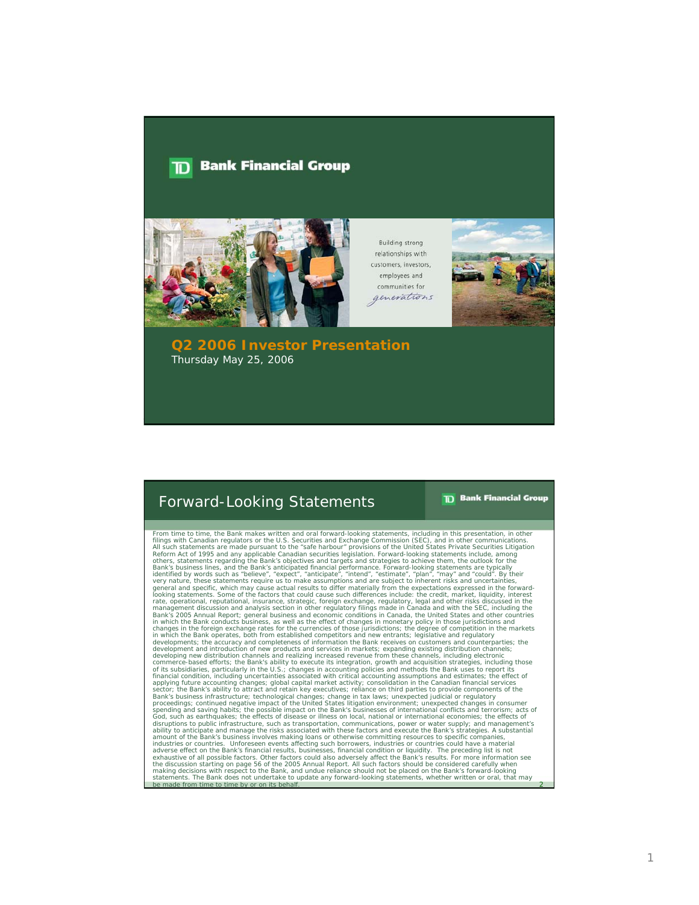# TD Bank Financial Group

Building strong relationships with customers, investors, employees and communities for *generations*

## Q2 2006 Investor Presentation

Thursday May 25, 2006

## Forward-Looking Statements

TD Bank Financial Group

From time to time, the Bank makes written and oral forward-looking statements, including in this presentation, in other filings with Canadian regulators or the U.S. Securities and Exchange Commission (SEC), and in other communications. All such statements are made pursuant to the "safe harbour" provisions of the United States Private Securities Litigation Reform Act of 1995 and any applicable Canadian securities legislation. Forward-looking statements include, among others, statements regarding the Bank's objectives and targets and strategies to achieve them, the outlook for the Bank's business lines, and the Bank's anticipated financial performance. Forward-looking statements are typically identified by words such as "believe", "expect", "anticipate", "intend", "estimate", "plan", "may" and "could". By their very nature, these statements require us to make assumptions and are subject to inherent risks and uncertainties, general and specific, which may cause actual results to differ materially from the expectations expressed in the forward-looking statements. Some of the factors that could cause such differences include: the credit, market, liquidity, interest rate, operational, reputational, insurance, strategic, foreign exchange, regulatory, legal and other risks discussed in the management discussion and analysis section in other regulatory filings made in Canada and with the SEC, including the Bank's 2005 Annual Report; general business and economic conditions in Canada, the United States and other countries in which the Bank conducts business, as well as the effect of changes in monetary policy in those jurisdictions and changes in the foreign exchange rates for the currencies of those jurisdictions; the degree of competition in the markets in which the Bank operates, both from established competitors and new entrants; legislative and regulatory developments; the accuracy and completeness of information the Bank receives on customers and counterparties; the development and introduction of new products and services in markets; expanding existing distribution channels; developing new distribution channels and realizing increased revenue from these channels, including electronic commerce-based efforts; the Bank's ability to execute its integration, growth and acquisition strategies, including those of its subsidiaries, particularly in the U.S.; changes in accounting policies and methods the Bank uses to report its financial condition, including uncertainties associated with critical accounting assumptions and estimates; the effect of applying future accounting changes; global capital market activity; consolidation in the Canadian financial services sector; the Bank's ability to attract and retain key executives; reliance on third parties to provide components of the Bank's business infrastructure; technological changes; change in tax laws; unexpected judicial or regulatory proceedings; continued negative impact of the United States litigation environment; unexpected changes in consumer spending and saving habits; the possible impact on the Bank's businesses of international conflicts and terrorism; acts of God, such as earthquakes; the effects of disease or illness on local, national or international economies; the effects of disruptions to public infrastructure, such as transportation, communications, power or water supply; and management's ability to anticipate and manage the risks associated with these factors and execute the Bank's strategies. A substantial amount of the Bank's business involves making loans or otherwise committing resources to specific companies, industries or countries. Unforeseen events affecting such borrowers, industries or countries could have a material adverse effect on the Bank's financial results, businesses, financial condition or liquidity. The preceding list is not exhaustive of all possible factors. Other factors could also adversely affect the Bank's results. For more information see the discussion starting on page 56 of the 2005 Annual Report. All such factors should be considered carefully when making decisions with respect to the Bank, and undue reliance should not be placed on the Bank's forward-looking statements. The Bank does not undertake to update any forward-looking statements, whether written or oral, that may be made from time to time by or on its behalf.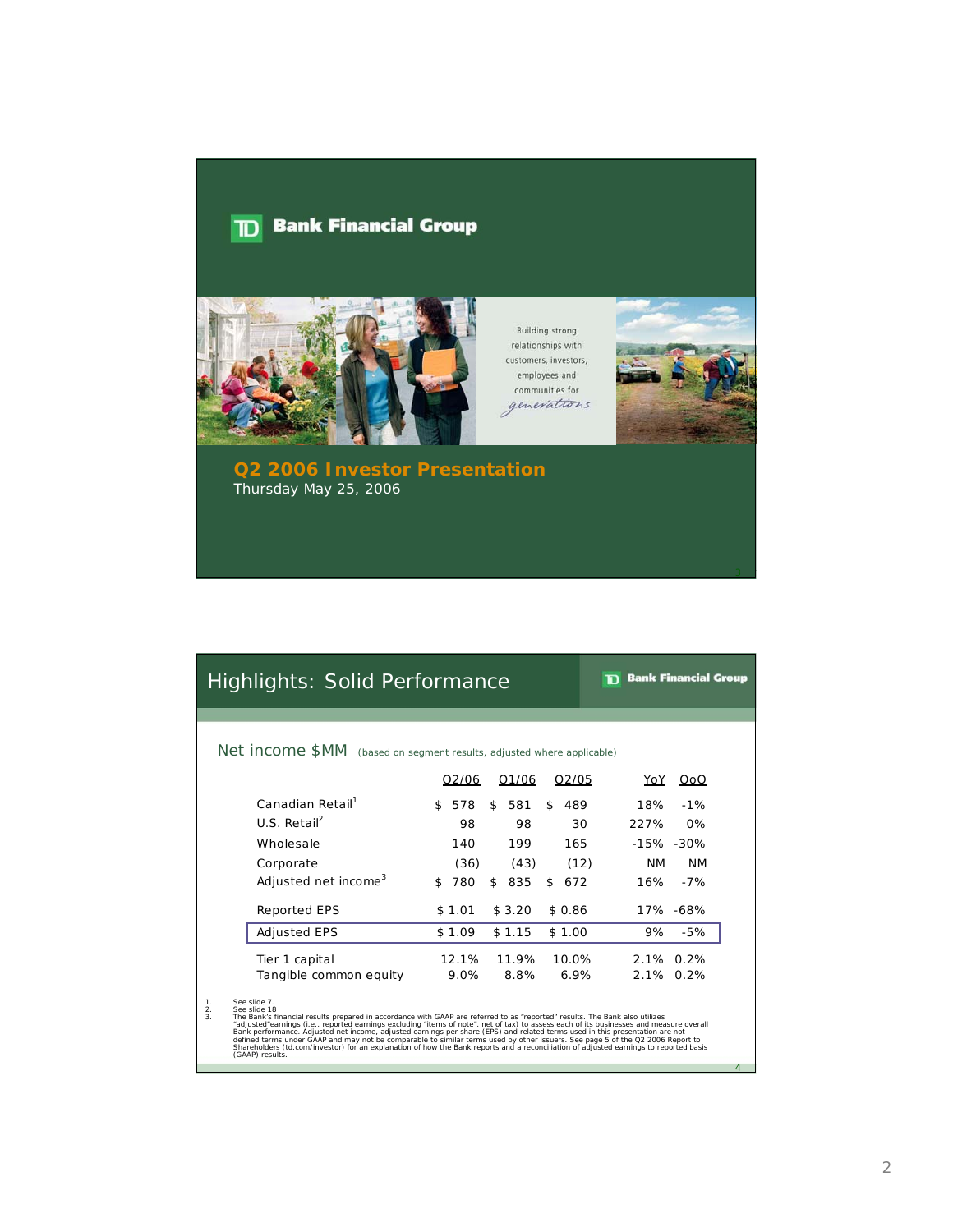## TD Bank Financial Group

Building strong relationships with customers, investors, employees and communities for *generations*

# Q2 2006 Investor Presentation

Thursday May 25, 2006

---

# Highlights: Solid Performance

TD Bank Financial Group

## Net income $MM (based on segment results, adjusted where applicable)

| | Q2/06 | Q1/06 | Q2/05 | YoY | QoQ |
|---|---|---|---|---|---|
| Canadian Retail[1] | $ 578 | $ 581 | $ 489 | 18% | -1% |
| U.S. Retail[2] | 98 | 98 | 30 | 227% | 0% |
| Wholesale | 140 | 199 | 165 | -15% | -30% |
| Corporate | (36) | (43) | (12) | NM | NM |
| Adjusted net income[3] | $ 780 | $ 835 | $ 672 | 16% | -7% |
| Reported EPS | $ 1.01 | $ 3.20 | $ 0.86 | 17% | -68% |
| **Adjusted EPS** | **$ 1.09** | **$ 1.15** | **$ 1.00** | **9%** | **-5%** |
| Tier 1 capital | 12.1% | 11.9% | 10.0% | 2.1% | 0.2% |
| Tangible common equity | 9.0% | 8.8% | 6.9% | 2.1% | 0.2% |

1. See slide 7.
2. See slide 18
3. The Bank's financial results prepared in accordance with GAAP are referred to as "reported" results. The Bank also utilizes "adjusted"earnings (i.e., reported earnings excluding "items of note", net of tax) to assess each of its businesses and measure overall Bank performance. Adjusted net income, adjusted earnings per share (EPS) and related terms used in this presentation are not defined terms under GAAP and may not be comparable to similar terms used by other issuers. See page 5 of the Q2 2006 Report to Shareholders (td.com/investor) for an explanation of how the Bank reports and a reconciliation of adjusted earnings to reported basis (GAAP) results.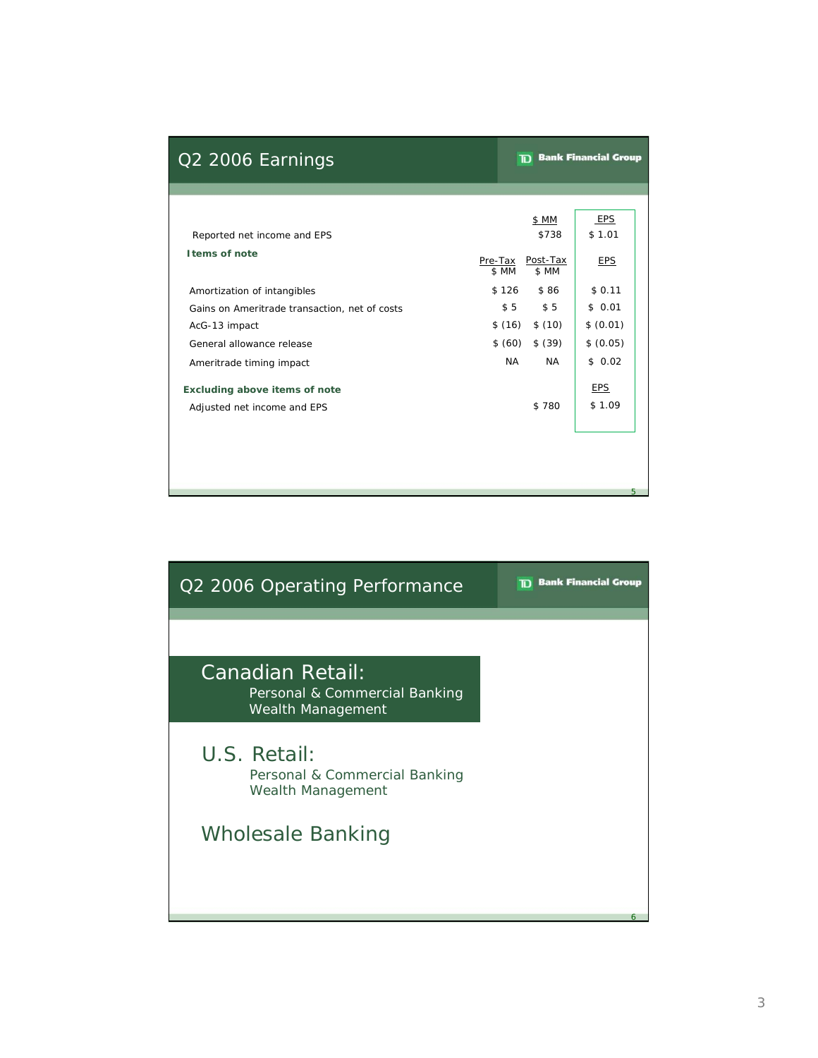## Q2 2006 Earnings

TD Bank Financial Group

| | Pre-Tax $ MM | Post-Tax $ MM | EPS |
|---|---|---|---|
| Reported net income and EPS | | $738 | $ 1.01 |
| **Items of note** | | | |
| Amortization of intangibles | $ 126 | $ 86 | $ 0.11 |
| Gains on Ameritrade transaction, net of costs | $ 5 | $ 5 | $ 0.01 |
| AcG-13 impact | $ (16) | $ (10) | $ (0.01) |
| General allowance release | $ (60) | $ (39) | $ (0.05) |
| Ameritrade timing impact | NA | NA | $ 0.02 |
| **Excluding above items of note** | | | |
| Adjusted net income and EPS | | $ 780 | $ 1.09 |

## Q2 2006 Operating Performance

TD Bank Financial Group

### Canadian Retail:
- Personal & Commercial Banking
- Wealth Management

### U.S. Retail:
- Personal & Commercial Banking
- Wealth Management

### Wholesale Banking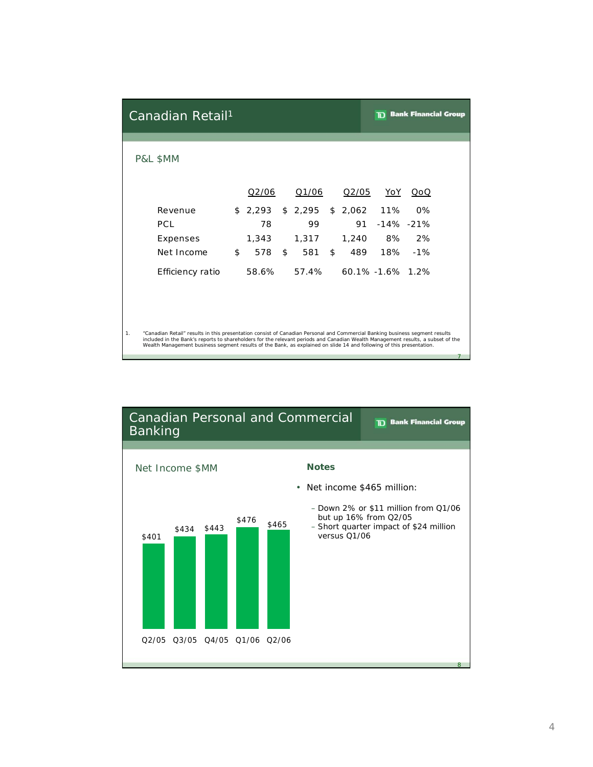## Canadian Retail[1]

TD Bank Financial Group

P&L $MM

| | Q2/06 | Q1/06 | Q2/05 | YoY | QoQ |
|---|---|---|---|---|---|
| Revenue | $ 2,293 | $ 2,295 | $ 2,062 | 11% | 0% |
| PCL | 78 | 99 | 91 | -14% | -21% |
| Expenses | 1,343 | 1,317 | 1,240 | 8% | 2% |
| Net Income | $ 578 | $ 581 | $ 489 | 18% | -1% |
| Efficiency ratio | 58.6% | 57.4% | 60.1% | -1.6% | 1.2% |

1. "Canadian Retail" results in this presentation consist of Canadian Personal and Commercial Banking business segment results included in the Bank's reports to shareholders for the relevant periods and Canadian Wealth Management results, a subset of the Wealth Management business segment results of the Bank, as explained on slide 14 and following of this presentation.

## Canadian Personal and Commercial Banking

TD Bank Financial Group

Net Income $MM

| Q2/05 | Q3/05 | Q4/05 | Q1/06 | Q2/06 |
|---|---|---|---|---|
| $401 | $434 | $443 | $476 | $465 |

**Notes**

- Net income $465 million:
  - Down 2% or $11 million from Q1/06 but up 16% from Q2/05
  - Short quarter impact of $24 million versus Q1/06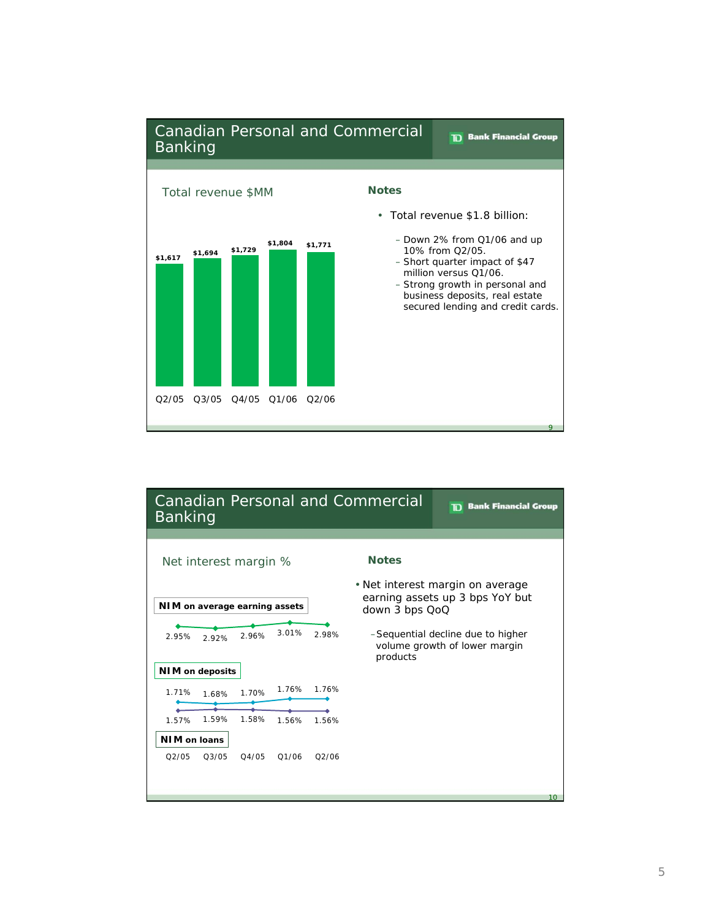## Canadian Personal and Commercial Banking

TD Bank Financial Group

**Total revenue $MM**

| Q2/05 | Q3/05 | Q4/05 | Q1/06 | Q2/06 |
|---|---|---|---|---|
| $1,617 | $1,694 | $1,729 | $1,804 | $1,771 |

**Notes**

- Total revenue $1.8 billion:
  - Down 2% from Q1/06 and up 10% from Q2/05.
  - Short quarter impact of $47 million versus Q1/06.
  - Strong growth in personal and business deposits, real estate secured lending and credit cards.

## Canadian Personal and Commercial Banking

TD Bank Financial Group

**Net interest margin %**

| | Q2/05 | Q3/05 | Q4/05 | Q1/06 | Q2/06 |
|---|---|---|---|---|---|
| NIM on average earning assets | 2.95% | 2.92% | 2.96% | 3.01% | 2.98% |
| NIM on deposits | 1.71% | 1.68% | 1.70% | 1.76% | 1.76% |
| NIM on loans | 1.57% | 1.59% | 1.58% | 1.56% | 1.56% |

**Notes**

- Net interest margin on average earning assets up 3 bps YoY but down 3 bps QoQ
  - Sequential decline due to higher volume growth of lower margin products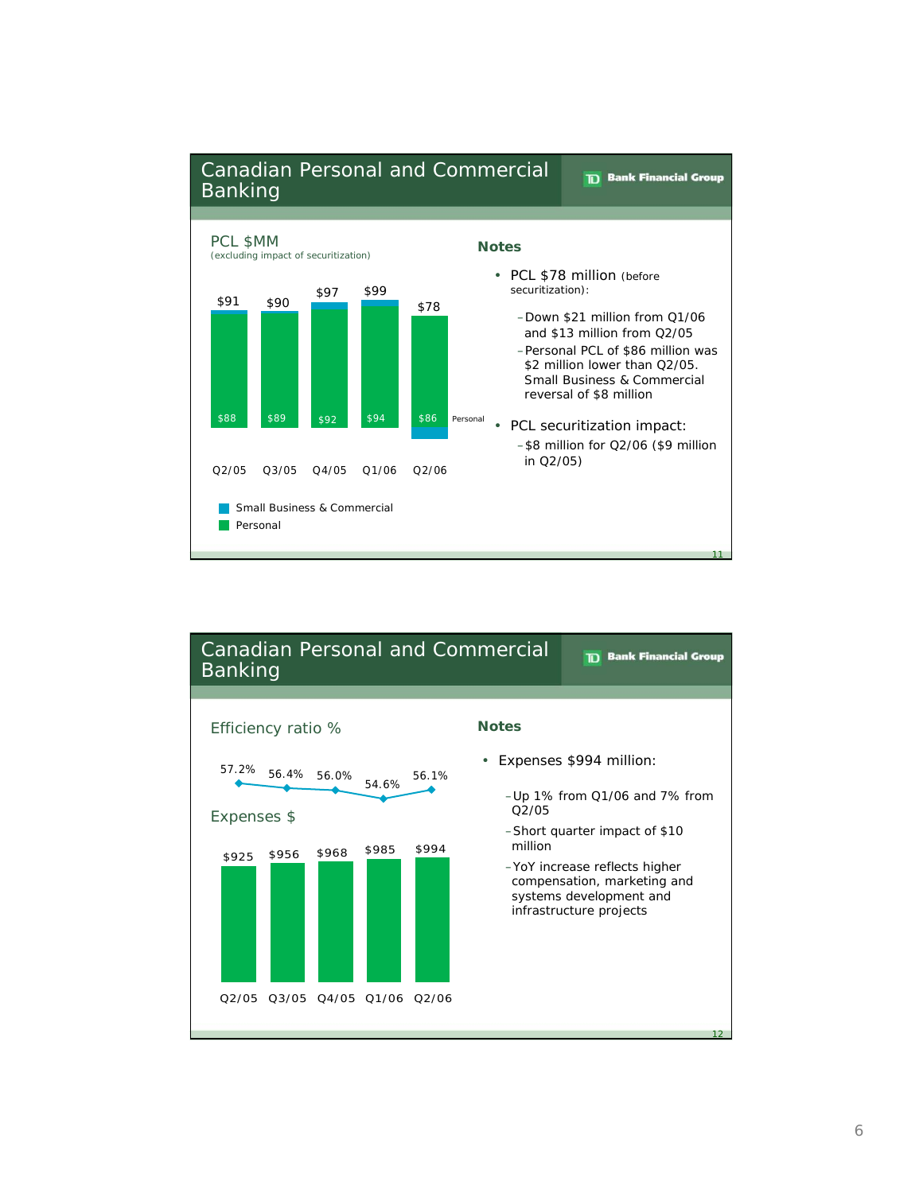## Canadian Personal and Commercial Banking

TD Bank Financial Group

### PCL $MM
(excluding impact of securitization)

| | Q2/05 | Q3/05 | Q4/05 | Q1/06 | Q2/06 |
|---|---|---|---|---|---|
| Total | $91 | $90 | $97 | $99 | $78 |
| Personal | $88 | $89 | $92 | $94 | $86 |

Small Business & Commercial

Personal

**Notes**

- PCL $78 million (before securitization):
  - Down $21 million from Q1/06 and $13 million from Q2/05
  - Personal PCL of $86 million was $2 million lower than Q2/05. Small Business & Commercial reversal of $8 million
- PCL securitization impact:
  - $8 million for Q2/06 ($9 million in Q2/05)

## Canadian Personal and Commercial Banking

TD Bank Financial Group

### Efficiency ratio % / Expenses $

| | Q2/05 | Q3/05 | Q4/05 | Q1/06 | Q2/06 |
|---|---|---|---|---|---|
| Efficiency ratio % | 57.2% | 56.4% | 56.0% | 54.6% | 56.1% |
| Expenses $ | $925 | $956 | $968 | $985 | $994 |

**Notes**

- Expenses $994 million:
  - Up 1% from Q1/06 and 7% from Q2/05
  - Short quarter impact of $10 million
  - YoY increase reflects higher compensation, marketing and systems development and infrastructure projects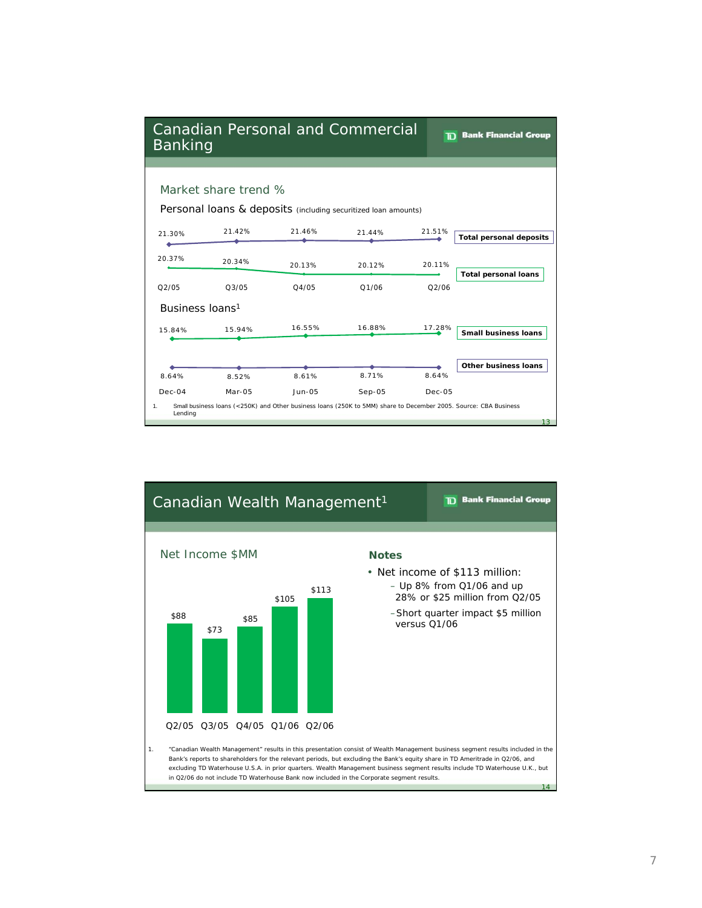## Canadian Personal and Commercial Banking

TD Bank Financial Group

### Market share trend %

**Personal loans & deposits** (including securitized loan amounts)

| | Q2/05 | Q3/05 | Q4/05 | Q1/06 | Q2/06 |
|---|---|---|---|---|---|
| Total personal deposits | 21.30% | 21.42% | 21.46% | 21.44% | 21.51% |
| Total personal loans | 20.37% | 20.34% | 20.13% | 20.12% | 20.11% |

**Business loans**[1]

| | Dec-04 | Mar-05 | Jun-05 | Sep-05 | Dec-05 |
|---|---|---|---|---|---|
| Small business loans | 15.84% | 15.94% | 16.55% | 16.88% | 17.28% |
| Other business loans | 8.64% | 8.52% | 8.61% | 8.71% | 8.64% |

1. Small business loans (<250K) and Other business loans (250K to 5MM) share to December 2005. Source: CBA Business Lending

## Canadian Wealth Management[1]

TD Bank Financial Group

### Net Income $MM

| Q2/05 | Q3/05 | Q4/05 | Q1/06 | Q2/06 |
|---|---|---|---|---|
| $88 | $73 | $85 | $105 | $113 |

**Notes**

- Net income of $113 million:
  - Up 8% from Q1/06 and up 28% or $25 million from Q2/05
  - Short quarter impact $5 million versus Q1/06

1. "Canadian Wealth Management" results in this presentation consist of Wealth Management business segment results included in the Bank's reports to shareholders for the relevant periods, but excluding the Bank's equity share in TD Ameritrade in Q2/06, and excluding TD Waterhouse U.S.A. in prior quarters. Wealth Management business segment results include TD Waterhouse U.K., but in Q2/06 do not include TD Waterhouse Bank now included in the Corporate segment results.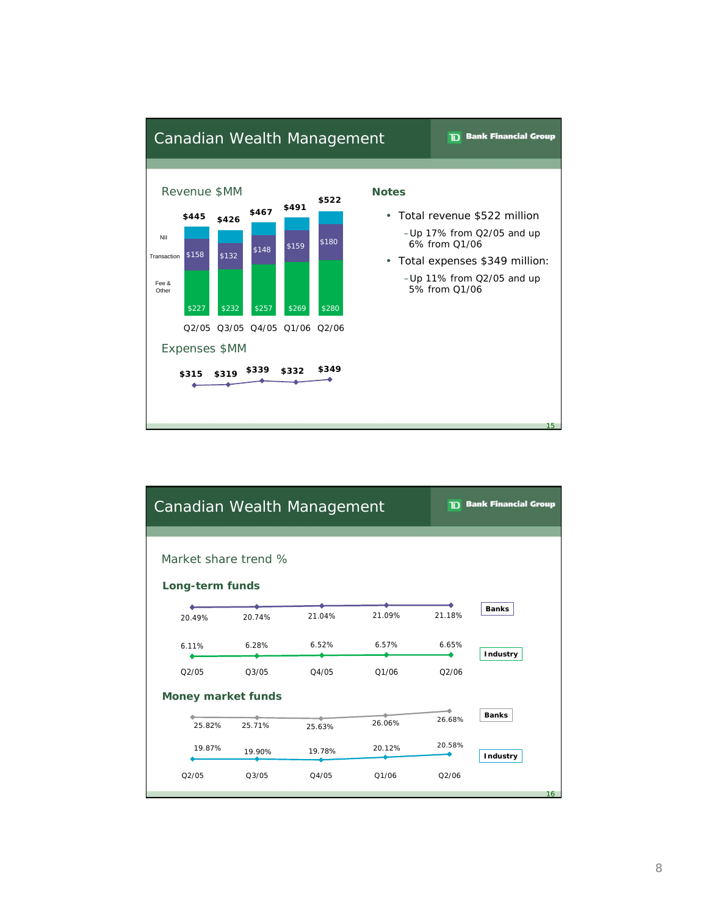## Canadian Wealth Management

TD Bank Financial Group

### Revenue $MM

| | Q2/05 | Q3/05 | Q4/05 | Q1/06 | Q2/06 |
|---|---|---|---|---|---|
| Total | $445 | $426 | $467 | $491 | $522 |
| Transaction | $158 | $132 | $148 | $159 | $180 |
| Fee & Other | $227 | $232 | $257 | $269 | $280 |

(NII shown as top segment)

### Expenses $MM

| Q2/05 | Q3/05 | Q4/05 | Q1/06 | Q2/06 |
|---|---|---|---|---|
| $315 | $319 | $339 | $332 | $349 |

### Notes

- Total revenue $522 million
  - Up 17% from Q2/05 and up 6% from Q1/06
- Total expenses $349 million:
  - Up 11% from Q2/05 and up 5% from Q1/06

## Canadian Wealth Management

TD Bank Financial Group

### Market share trend %

**Long-term funds**

| | Q2/05 | Q3/05 | Q4/05 | Q1/06 | Q2/06 |
|---|---|---|---|---|---|
| Banks | 20.49% | 20.74% | 21.04% | 21.09% | 21.18% |
| Industry | 6.11% | 6.28% | 6.52% | 6.57% | 6.65% |

**Money market funds**

| | Q2/05 | Q3/05 | Q4/05 | Q1/06 | Q2/06 |
|---|---|---|---|---|---|
| Banks | 25.82% | 25.71% | 25.63% | 26.06% | 26.68% |
| Industry | 19.87% | 19.90% | 19.78% | 20.12% | 20.58% |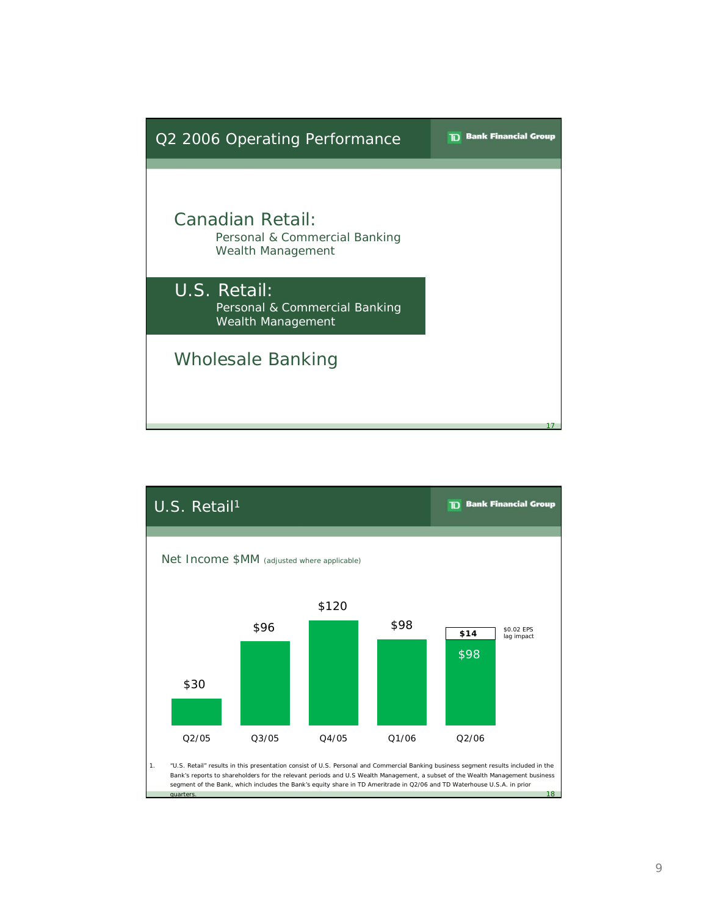## Q2 2006 Operating Performance

TD Bank Financial Group

**Canadian Retail:**
- Personal & Commercial Banking
- Wealth Management

**U.S. Retail:**
- Personal & Commercial Banking
- Wealth Management

**Wholesale Banking**

## U.S. Retail[1]

TD Bank Financial Group

Net Income $MM (adjusted where applicable)

| Quarter | Net Income ($MM) |
|---|---|
| Q2/05 | $30 |
| Q3/05 | $96 |
| Q4/05 | $120 |
| Q1/06 | $98 |
| Q2/06 | $98 + $14 ($0.02 EPS lag impact) |

1. "U.S. Retail" results in this presentation consist of U.S. Personal and Commercial Banking business segment results included in the Bank's reports to shareholders for the relevant periods and U.S Wealth Management, a subset of the Wealth Management business segment of the Bank, which includes the Bank's equity share in TD Ameritrade in Q2/06 and TD Waterhouse U.S.A. in prior quarters.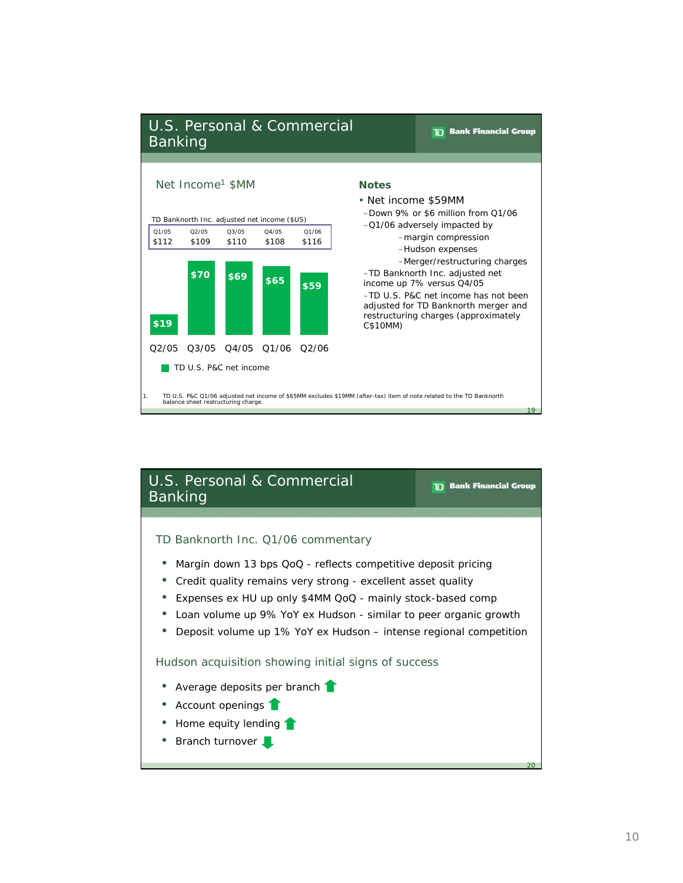## U.S. Personal & Commercial Banking

TD Bank Financial Group

### Net Income[1] $MM

TD Banknorth Inc. adjusted net income ($US)

| Q1/05 | Q2/05 | Q3/05 | Q4/05 | Q1/06 |
|---|---|---|---|---|
| $112 | $109 | $110 | $108 | $116 |

| | Q2/05 | Q3/05 | Q4/05 | Q1/06 | Q2/06 |
|---|---|---|---|---|---|
| TD U.S. P&C net income | $19 | $70 | $69 | $65 | $59 |

### Notes

- Net income $59MM
  - Down 9% or $6 million from Q1/06
  - Q1/06 adversely impacted by
    - margin compression
    - Hudson expenses
    - Merger/restructuring charges
  - TD Banknorth Inc. adjusted net income up 7% versus Q4/05
  - TD U.S. P&C net income has not been adjusted for TD Banknorth merger and restructuring charges (approximately C$10MM)

1. TD U.S. P&C Q1/06 adjusted net income of $65MM excludes $19MM (after-tax) item of note related to the TD Banknorth balance sheet restructuring charge.

## U.S. Personal & Commercial Banking

TD Bank Financial Group

### TD Banknorth Inc. Q1/06 commentary

- Margin down 13 bps QoQ - reflects competitive deposit pricing
- Credit quality remains very strong - excellent asset quality
- Expenses ex HU up only $4MM QoQ - mainly stock-based comp
- Loan volume up 9% YoY ex Hudson - similar to peer organic growth
- Deposit volume up 1% YoY ex Hudson – intense regional competition

### Hudson acquisition showing initial signs of success

- Average deposits per branch ↑
- Account openings ↑
- Home equity lending ↑
- Branch turnover ↓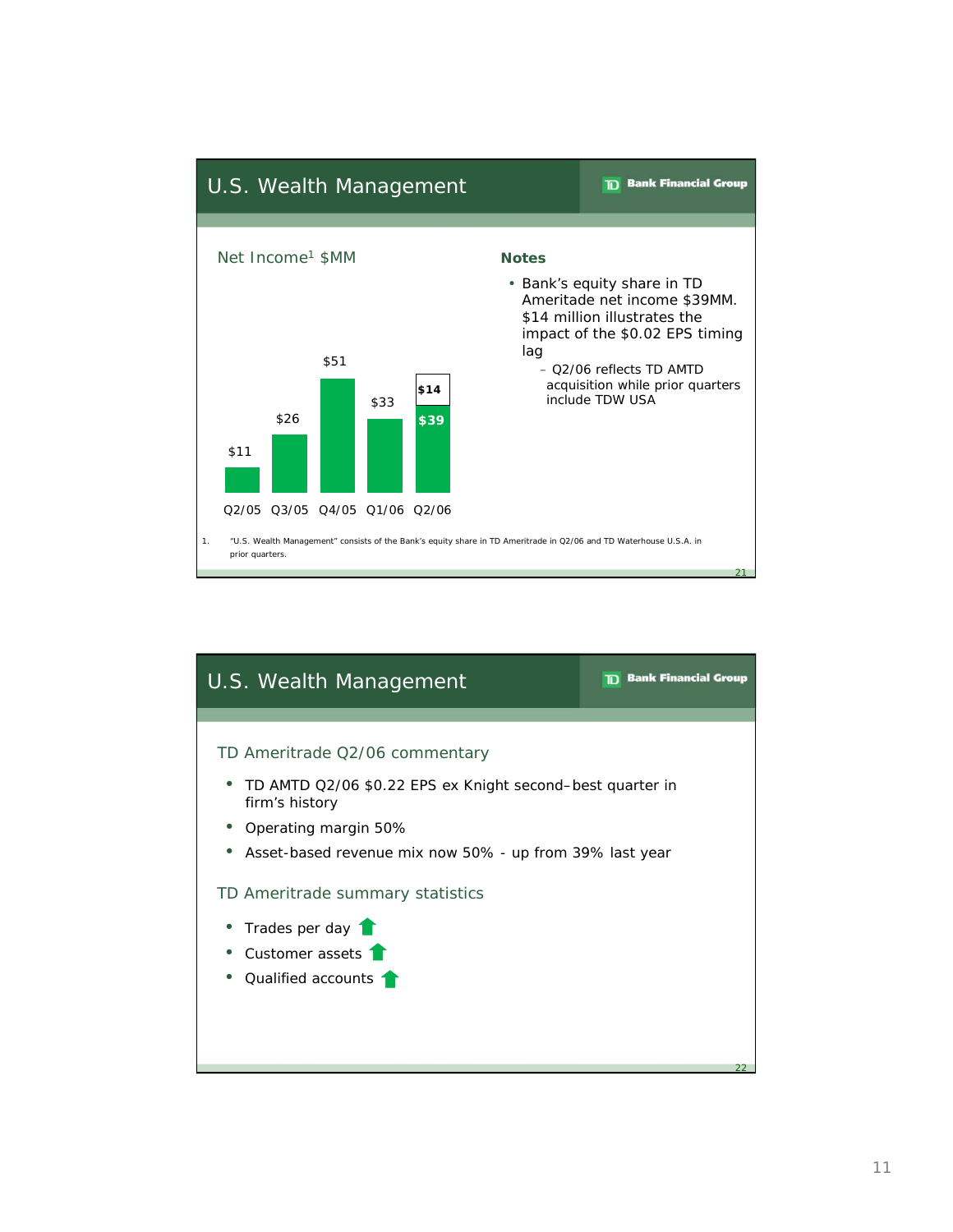## U.S. Wealth Management

TD Bank Financial Group

### Net Income[1] $MM

| Quarter | Net Income ($MM) |
|---|---|
| Q2/05 | $11 |
| Q3/05 | $26 |
| Q4/05 | $51 |
| Q1/06 | $33 |
| Q2/06 | $39 (+ $14) |

### Notes

- Bank's equity share in TD Ameritrade net income $39MM. $14 million illustrates the impact of the $0.02 EPS timing lag
  - Q2/06 reflects TD AMTD acquisition while prior quarters include TDW USA

1. "U.S. Wealth Management" consists of the Bank's equity share in TD Ameritrade in Q2/06 and TD Waterhouse U.S.A. in prior quarters.

## U.S. Wealth Management

TD Bank Financial Group

### TD Ameritrade Q2/06 commentary

- TD AMTD Q2/06 $0.22 EPS ex Knight second–best quarter in firm's history
- Operating margin 50%
- Asset-based revenue mix now 50% - up from 39% last year

### TD Ameritrade summary statistics

- Trades per day ↑
- Customer assets ↑
- Qualified accounts ↑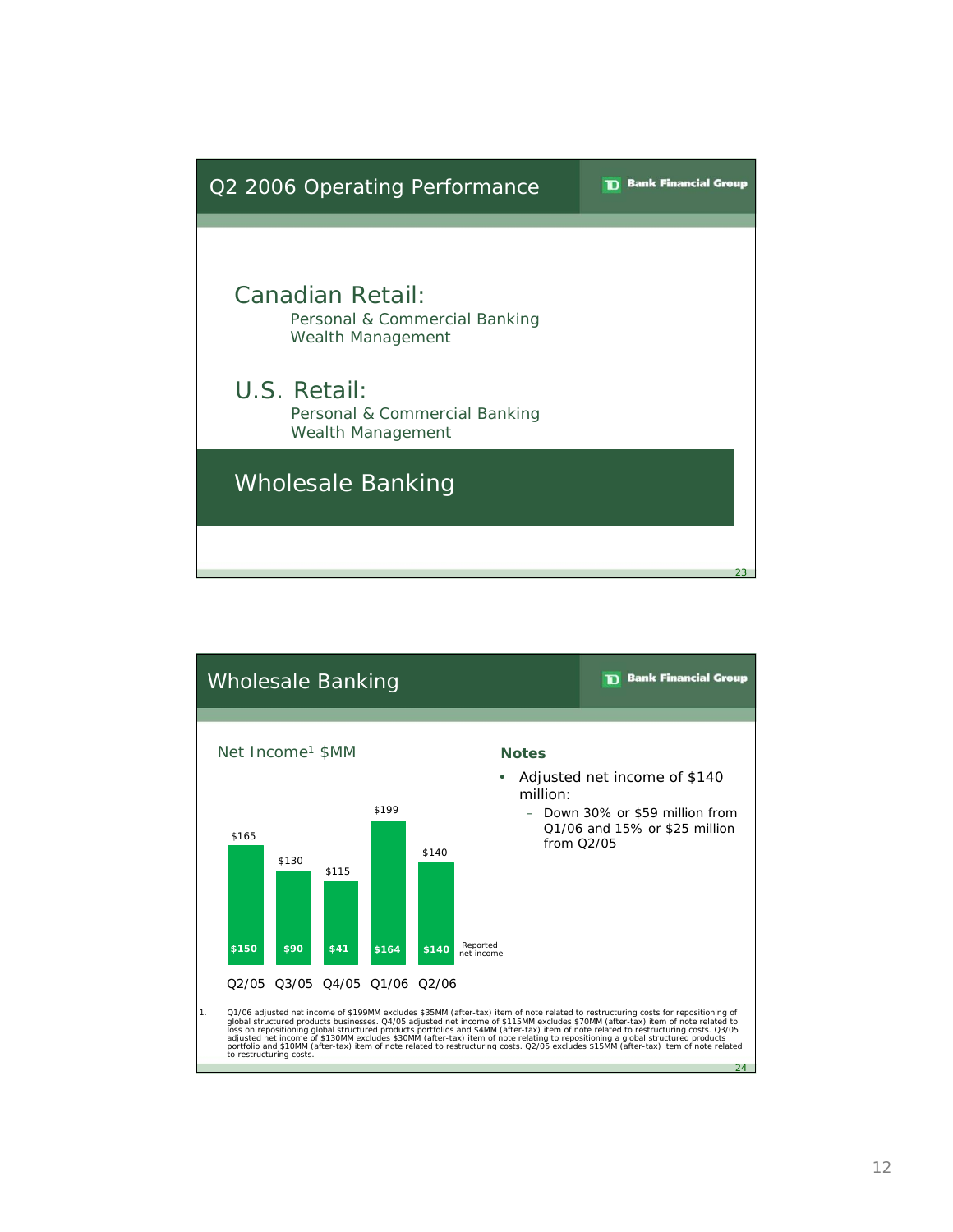## Q2 2006 Operating Performance

TD Bank Financial Group

### Canadian Retail:

Personal & Commercial Banking
Wealth Management

### U.S. Retail:

Personal & Commercial Banking
Wealth Management

### Wholesale Banking

---

## Wholesale Banking

TD Bank Financial Group

Net Income[1] $MM

| | Q2/05 | Q3/05 | Q4/05 | Q1/06 | Q2/06 |
|---|---|---|---|---|---|
| Adjusted net income | $165 | $130 | $115 | $199 | $140 |
| Reported net income | $150 | $90 | $41 | $164 | $140 |

**Notes**

- Adjusted net income of $140 million:
  - Down 30% or $59 million from Q1/06 and 15% or $25 million from Q2/05

1. Q1/06 adjusted net income of $199MM excludes $35MM (after-tax) item of note related to restructuring costs for repositioning of global structured products businesses. Q4/05 adjusted net income of $115MM excludes $70MM (after-tax) item of note related to loss on repositioning global structured products portfolios and $4MM (after-tax) item of note related to restructuring costs. Q3/05 adjusted net income of $130MM excludes $30MM (after-tax) item of note relating to repositioning a global structured products portfolio and $10MM (after-tax) item of note related to restructuring costs. Q2/05 excludes $15MM (after-tax) item of note related to restructuring costs.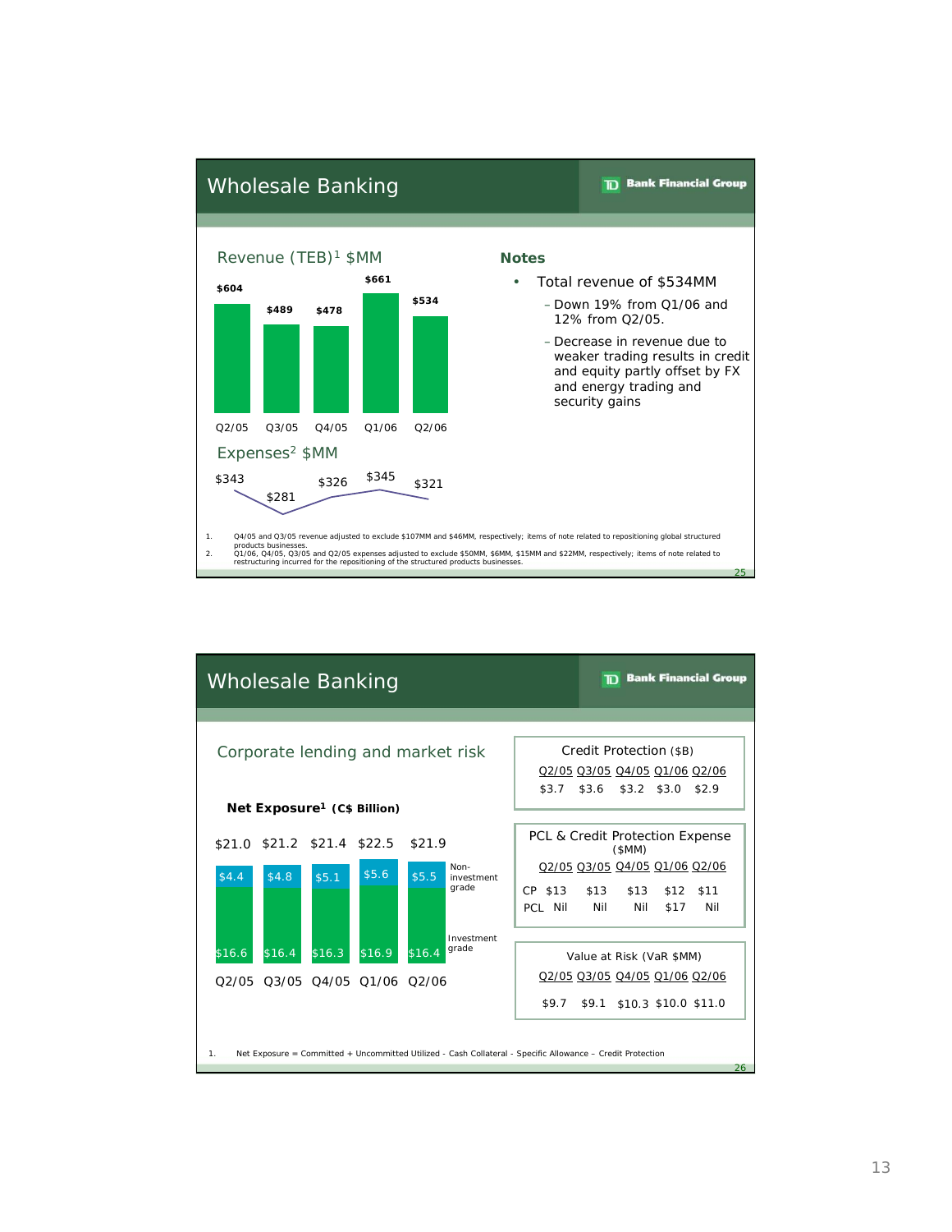# Wholesale Banking

TD Bank Financial Group

## Revenue (TEB)[1] $MM

| Q2/05 | Q3/05 | Q4/05 | Q1/06 | Q2/06 |
|---|---|---|---|---|
| $604 | $489 | $478 | $661 | $534 |

## Expenses[2] $MM

| Q2/05 | Q3/05 | Q4/05 | Q1/06 | Q2/06 |
|---|---|---|---|---|
| $343 | $281 | $326 | $345 | $321 |

### Notes

- Total revenue of $534MM
  - Down 19% from Q1/06 and 12% from Q2/05.
  - Decrease in revenue due to weaker trading results in credit and equity partly offset by FX and energy trading and security gains

1. Q4/05 and Q3/05 revenue adjusted to exclude $107MM and $46MM, respectively; items of note related to repositioning global structured products businesses.
2. Q1/06, Q4/05, Q3/05 and Q2/05 expenses adjusted to exclude $50MM, $6MM, $15MM and $22MM, respectively; items of note related to restructuring incurred for the repositioning of the structured products businesses.

# Wholesale Banking

TD Bank Financial Group

## Corporate lending and market risk

**Net Exposure[1] (C$ Billion)**

| | Q2/05 | Q3/05 | Q4/05 | Q1/06 | Q2/06 |
|---|---|---|---|---|---|
| Non-investment grade | $4.4 | $4.8 | $5.1 | $5.6 | $5.5 |
| Investment grade | $16.6 | $16.4 | $16.3 | $16.9 | $16.4 |
| Total | $21.0 | $21.2 | $21.4 | $22.5 | $21.9 |

**Credit Protection ($B)**

| Q2/05 | Q3/05 | Q4/05 | Q1/06 | Q2/06 |
|---|---|---|---|---|
| $3.7 | $3.6 | $3.2 | $3.0 | $2.9 |

**PCL & Credit Protection Expense ($MM)**

| | Q2/05 | Q3/05 | Q4/05 | Q1/06 | Q2/06 |
|---|---|---|---|---|---|
| CP | $13 | $13 | $13 | $12 | $11 |
| PCL | Nil | Nil | Nil | $17 | Nil |

**Value at Risk (VaR $MM)**

| Q2/05 | Q3/05 | Q4/05 | Q1/06 | Q2/06 |
|---|---|---|---|---|
| $9.7 | $9.1 | $10.3 | $10.0 | $11.0 |

1. Net Exposure = Committed + Uncommitted Utilized - Cash Collateral - Specific Allowance – Credit Protection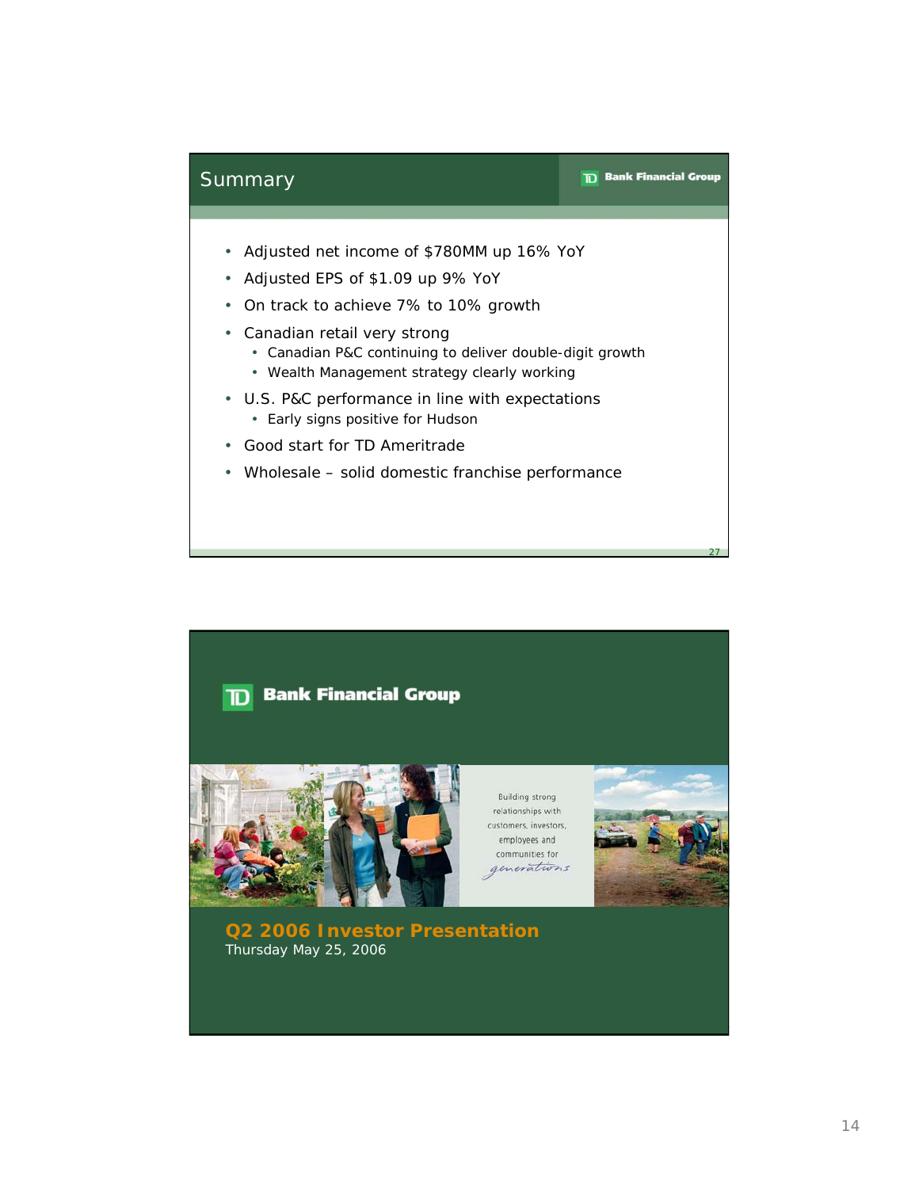## Summary

TD Bank Financial Group

- Adjusted net income of $780MM up 16% YoY
- Adjusted EPS of $1.09 up 9% YoY
- On track to achieve 7% to 10% growth
- Canadian retail very strong
  - Canadian P&C continuing to deliver double-digit growth
  - Wealth Management strategy clearly working
- U.S. P&C performance in line with expectations
  - Early signs positive for Hudson
- Good start for TD Ameritrade
- Wholesale – solid domestic franchise performance

TD Bank Financial Group

Building strong relationships with customers, investors, employees and communities for *generations*

**Q2 2006 Investor Presentation**

Thursday May 25, 2006